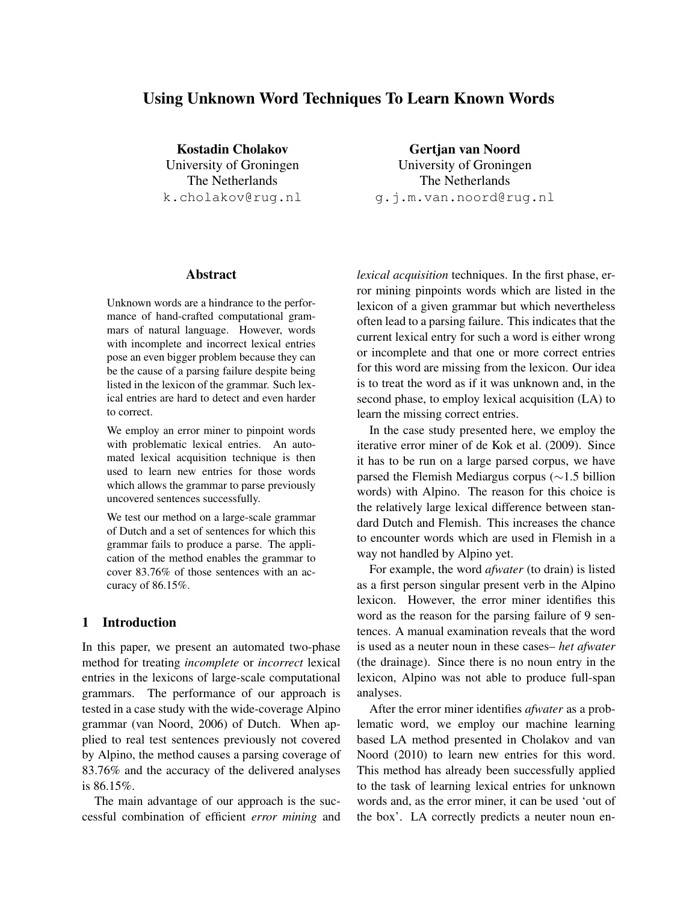# Using Unknown Word Techniques To Learn Known Words

**Kostadin Cholakov**
University of Groningen
The Netherlands
k.cholakov@rug.nl

**Gertjan van Noord**
University of Groningen
The Netherlands
g.j.m.van.noord@rug.nl

## Abstract

Unknown words are a hindrance to the performance of hand-crafted computational grammars of natural language. However, words with incomplete and incorrect lexical entries pose an even bigger problem because they can be the cause of a parsing failure despite being listed in the lexicon of the grammar. Such lexical entries are hard to detect and even harder to correct.

We employ an error miner to pinpoint words with problematic lexical entries. An automated lexical acquisition technique is then used to learn new entries for those words which allows the grammar to parse previously uncovered sentences successfully.

We test our method on a large-scale grammar of Dutch and a set of sentences for which this grammar fails to produce a parse. The application of the method enables the grammar to cover 83.76% of those sentences with an accuracy of 86.15%.

## 1 Introduction

In this paper, we present an automated two-phase method for treating *incomplete* or *incorrect* lexical entries in the lexicons of large-scale computational grammars. The performance of our approach is tested in a case study with the wide-coverage Alpino grammar (van Noord, 2006) of Dutch. When applied to real test sentences previously not covered by Alpino, the method causes a parsing coverage of 83.76% and the accuracy of the delivered analyses is 86.15%.

The main advantage of our approach is the successful combination of efficient *error mining* and *lexical acquisition* techniques. In the first phase, error mining pinpoints words which are listed in the lexicon of a given grammar but which nevertheless often lead to a parsing failure. This indicates that the current lexical entry for such a word is either wrong or incomplete and that one or more correct entries for this word are missing from the lexicon. Our idea is to treat the word as if it was unknown and, in the second phase, to employ lexical acquisition (LA) to learn the missing correct entries.

In the case study presented here, we employ the iterative error miner of de Kok et al. (2009). Since it has to be run on a large parsed corpus, we have parsed the Flemish Mediargus corpus ($\sim$1.5 billion words) with Alpino. The reason for this choice is the relatively large lexical difference between standard Dutch and Flemish. This increases the chance to encounter words which are used in Flemish in a way not handled by Alpino yet.

For example, the word *afwater* (to drain) is listed as a first person singular present verb in the Alpino lexicon. However, the error miner identifies this word as the reason for the parsing failure of 9 sentences. A manual examination reveals that the word is used as a neuter noun in these cases– *het afwater* (the drainage). Since there is no noun entry in the lexicon, Alpino was not able to produce full-span analyses.

After the error miner identifies *afwater* as a problematic word, we employ our machine learning based LA method presented in Cholakov and van Noord (2010) to learn new entries for this word. This method has already been successfully applied to the task of learning lexical entries for unknown words and, as the error miner, it can be used 'out of the box'. LA correctly predicts a neuter noun en-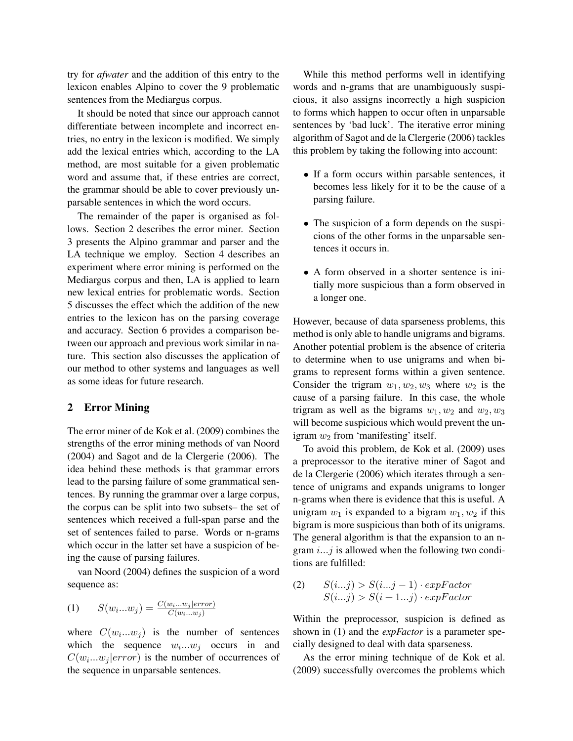try for *afwater* and the addition of this entry to the lexicon enables Alpino to cover the 9 problematic sentences from the Mediargus corpus.

It should be noted that since our approach cannot differentiate between incomplete and incorrect entries, no entry in the lexicon is modified. We simply add the lexical entries which, according to the LA method, are most suitable for a given problematic word and assume that, if these entries are correct, the grammar should be able to cover previously unparsable sentences in which the word occurs.

The remainder of the paper is organised as follows. Section 2 describes the error miner. Section 3 presents the Alpino grammar and parser and the LA technique we employ. Section 4 describes an experiment where error mining is performed on the Mediargus corpus and then, LA is applied to learn new lexical entries for problematic words. Section 5 discusses the effect which the addition of the new entries to the lexicon has on the parsing coverage and accuracy. Section 6 provides a comparison between our approach and previous work similar in nature. This section also discusses the application of our method to other systems and languages as well as some ideas for future research.

## 2 Error Mining

The error miner of de Kok et al. (2009) combines the strengths of the error mining methods of van Noord (2004) and Sagot and de la Clergerie (2006). The idea behind these methods is that grammar errors lead to the parsing failure of some grammatical sentences. By running the grammar over a large corpus, the corpus can be split into two subsets– the set of sentences which received a full-span parse and the set of sentences failed to parse. Words or n-grams which occur in the latter set have a suspicion of being the cause of parsing failures.

van Noord (2004) defines the suspicion of a word sequence as:

(1) $$S(w_i...w_j) = \frac{C(w_i...w_j|error)}{C(w_i...w_j)}$$

where $C(w_i...w_j)$ is the number of sentences which the sequence $w_i...w_j$ occurs in and $C(w_i...w_j|error)$ is the number of occurrences of the sequence in unparsable sentences.

While this method performs well in identifying words and n-grams that are unambiguously suspicious, it also assigns incorrectly a high suspicion to forms which happen to occur often in unparsable sentences by 'bad luck'. The iterative error mining algorithm of Sagot and de la Clergerie (2006) tackles this problem by taking the following into account:

- If a form occurs within parsable sentences, it becomes less likely for it to be the cause of a parsing failure.
- The suspicion of a form depends on the suspicions of the other forms in the unparsable sentences it occurs in.
- A form observed in a shorter sentence is initially more suspicious than a form observed in a longer one.

However, because of data sparseness problems, this method is only able to handle unigrams and bigrams. Another potential problem is the absence of criteria to determine when to use unigrams and when bigrams to represent forms within a given sentence. Consider the trigram $w_1, w_2, w_3$ where $w_2$ is the cause of a parsing failure. In this case, the whole trigram as well as the bigrams $w_1, w_2$ and $w_2, w_3$ will become suspicious which would prevent the unigram $w_2$ from 'manifesting' itself.

To avoid this problem, de Kok et al. (2009) uses a preprocessor to the iterative miner of Sagot and de la Clergerie (2006) which iterates through a sentence of unigrams and expands unigrams to longer n-grams when there is evidence that this is useful. A unigram $w_1$ is expanded to a bigram $w_1, w_2$ if this bigram is more suspicious than both of its unigrams. The general algorithm is that the expansion to an n-gram $i...j$ is allowed when the following two conditions are fulfilled:

(2) $$S(i...j) > S(i...j-1) \cdot expFactor$$
$$S(i...j) > S(i+1...j) \cdot expFactor$$

Within the preprocessor, suspicion is defined as shown in (1) and the *expFactor* is a parameter specially designed to deal with data sparseness.

As the error mining technique of de Kok et al. (2009) successfully overcomes the problems which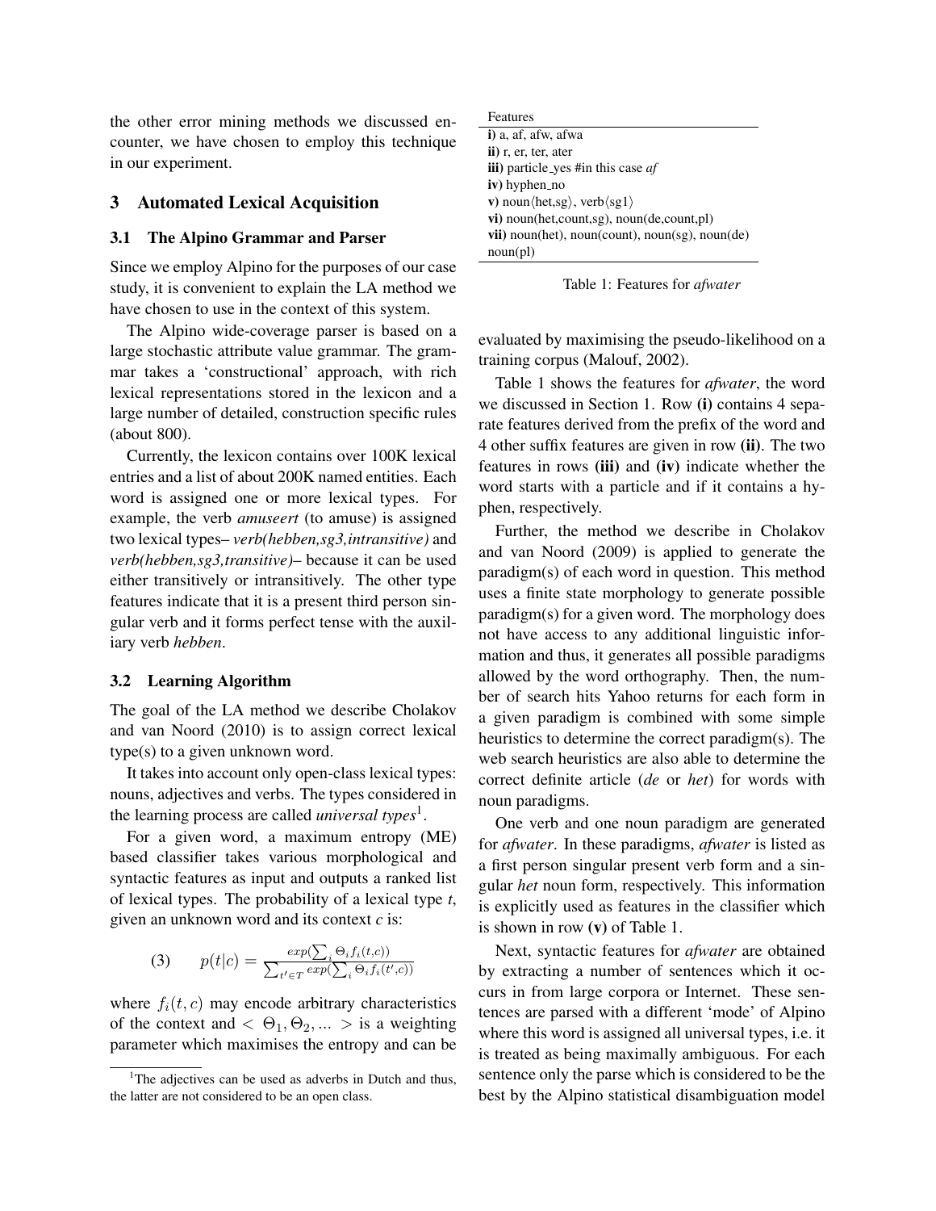the other error mining methods we discussed encounter, we have chosen to employ this technique in our experiment.

## 3 Automated Lexical Acquisition

### 3.1 The Alpino Grammar and Parser

Since we employ Alpino for the purposes of our case study, it is convenient to explain the LA method we have chosen to use in the context of this system.

The Alpino wide-coverage parser is based on a large stochastic attribute value grammar. The grammar takes a 'constructional' approach, with rich lexical representations stored in the lexicon and a large number of detailed, construction specific rules (about 800).

Currently, the lexicon contains over 100K lexical entries and a list of about 200K named entities. Each word is assigned one or more lexical types. For example, the verb *amuseert* (to amuse) is assigned two lexical types– *verb(hebben,sg3,intransitive)* and *verb(hebben,sg3,transitive)*– because it can be used either transitively or intransitively. The other type features indicate that it is a present third person singular verb and it forms perfect tense with the auxiliary verb *hebben*.

### 3.2 Learning Algorithm

The goal of the LA method we describe Cholakov and van Noord (2010) is to assign correct lexical type(s) to a given unknown word.

It takes into account only open-class lexical types: nouns, adjectives and verbs. The types considered in the learning process are called *universal types*[1].

For a given word, a maximum entropy (ME) based classifier takes various morphological and syntactic features as input and outputs a ranked list of lexical types. The probability of a lexical type *t*, given an unknown word and its context *c* is:

$$(3) \qquad p(t|c) = \frac{exp(\sum_i \Theta_i f_i(t,c))}{\sum_{t' \in T} exp(\sum_i \Theta_i f_i(t',c))}$$

where $f_i(t, c)$ may encode arbitrary characteristics of the context and $< \Theta_1, \Theta_2, ... >$ is a weighting parameter which maximises the entropy and can be evaluated by maximising the pseudo-likelihood on a training corpus (Malouf, 2002).

| Features |
|---|
| **i)** a, af, afw, afwa |
| **ii)** r, er, ter, ater |
| **iii)** particle_yes #in this case *af* |
| **iv)** hyphen_no |
| **v)** noun⟨het,sg⟩, verb⟨sg1⟩ |
| **vi)** noun(het,count,sg), noun(de,count,pl) |
| **vii)** noun(het), noun(count), noun(sg), noun(de) noun(pl) |

Table 1: Features for *afwater*

Table 1 shows the features for *afwater*, the word we discussed in Section 1. Row **(i)** contains 4 separate features derived from the prefix of the word and 4 other suffix features are given in row **(ii)**. The two features in rows **(iii)** and **(iv)** indicate whether the word starts with a particle and if it contains a hyphen, respectively.

Further, the method we describe in Cholakov and van Noord (2009) is applied to generate the paradigm(s) of each word in question. This method uses a finite state morphology to generate possible paradigm(s) for a given word. The morphology does not have access to any additional linguistic information and thus, it generates all possible paradigms allowed by the word orthography. Then, the number of search hits Yahoo returns for each form in a given paradigm is combined with some simple heuristics to determine the correct paradigm(s). The web search heuristics are also able to determine the correct definite article (*de* or *het*) for words with noun paradigms.

One verb and one noun paradigm are generated for *afwater*. In these paradigms, *afwater* is listed as a first person singular present verb form and a singular *het* noun form, respectively. This information is explicitly used as features in the classifier which is shown in row **(v)** of Table 1.

Next, syntactic features for *afwater* are obtained by extracting a number of sentences which it occurs in from large corpora or Internet. These sentences are parsed with a different 'mode' of Alpino where this word is assigned all universal types, i.e. it is treated as being maximally ambiguous. For each sentence only the parse which is considered to be the best by the Alpino statistical disambiguation model

[1] The adjectives can be used as adverbs in Dutch and thus, the latter are not considered to be an open class.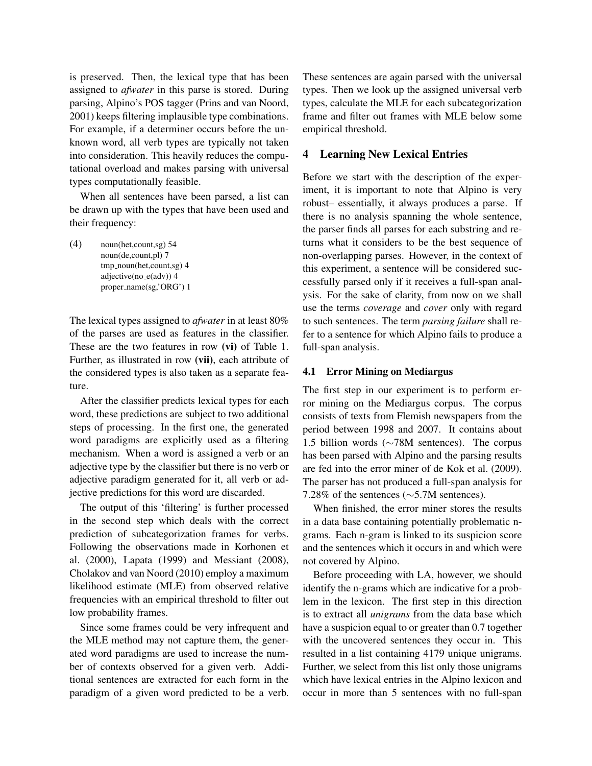is preserved. Then, the lexical type that has been assigned to *afwater* in this parse is stored. During parsing, Alpino's POS tagger (Prins and van Noord, 2001) keeps filtering implausible type combinations. For example, if a determiner occurs before the unknown word, all verb types are typically not taken into consideration. This heavily reduces the computational overload and makes parsing with universal types computationally feasible.

When all sentences have been parsed, a list can be drawn up with the types that have been used and their frequency:

(4) noun(het,count,sg) 54
noun(de,count,pl) 7
tmp_noun(het,count,sg) 4
adjective(no_e(adv)) 4
proper_name(sg,'ORG') 1

The lexical types assigned to *afwater* in at least 80% of the parses are used as features in the classifier. These are the two features in row **(vi)** of Table 1. Further, as illustrated in row **(vii)**, each attribute of the considered types is also taken as a separate feature.

After the classifier predicts lexical types for each word, these predictions are subject to two additional steps of processing. In the first one, the generated word paradigms are explicitly used as a filtering mechanism. When a word is assigned a verb or an adjective type by the classifier but there is no verb or adjective paradigm generated for it, all verb or adjective predictions for this word are discarded.

The output of this 'filtering' is further processed in the second step which deals with the correct prediction of subcategorization frames for verbs. Following the observations made in Korhonen et al. (2000), Lapata (1999) and Messiant (2008), Cholakov and van Noord (2010) employ a maximum likelihood estimate (MLE) from observed relative frequencies with an empirical threshold to filter out low probability frames.

Since some frames could be very infrequent and the MLE method may not capture them, the generated word paradigms are used to increase the number of contexts observed for a given verb. Additional sentences are extracted for each form in the paradigm of a given word predicted to be a verb. These sentences are again parsed with the universal types. Then we look up the assigned universal verb types, calculate the MLE for each subcategorization frame and filter out frames with MLE below some empirical threshold.

## 4 Learning New Lexical Entries

Before we start with the description of the experiment, it is important to note that Alpino is very robust– essentially, it always produces a parse. If there is no analysis spanning the whole sentence, the parser finds all parses for each substring and returns what it considers to be the best sequence of non-overlapping parses. However, in the context of this experiment, a sentence will be considered successfully parsed only if it receives a full-span analysis. For the sake of clarity, from now on we shall use the terms *coverage* and *cover* only with regard to such sentences. The term *parsing failure* shall refer to a sentence for which Alpino fails to produce a full-span analysis.

### 4.1 Error Mining on Mediargus

The first step in our experiment is to perform error mining on the Mediargus corpus. The corpus consists of texts from Flemish newspapers from the period between 1998 and 2007. It contains about 1.5 billion words (∼78M sentences). The corpus has been parsed with Alpino and the parsing results are fed into the error miner of de Kok et al. (2009). The parser has not produced a full-span analysis for 7.28% of the sentences (∼5.7M sentences).

When finished, the error miner stores the results in a data base containing potentially problematic n-grams. Each n-gram is linked to its suspicion score and the sentences which it occurs in and which were not covered by Alpino.

Before proceeding with LA, however, we should identify the n-grams which are indicative for a problem in the lexicon. The first step in this direction is to extract all *unigrams* from the data base which have a suspicion equal to or greater than 0.7 together with the uncovered sentences they occur in. This resulted in a list containing 4179 unique unigrams. Further, we select from this list only those unigrams which have lexical entries in the Alpino lexicon and occur in more than 5 sentences with no full-span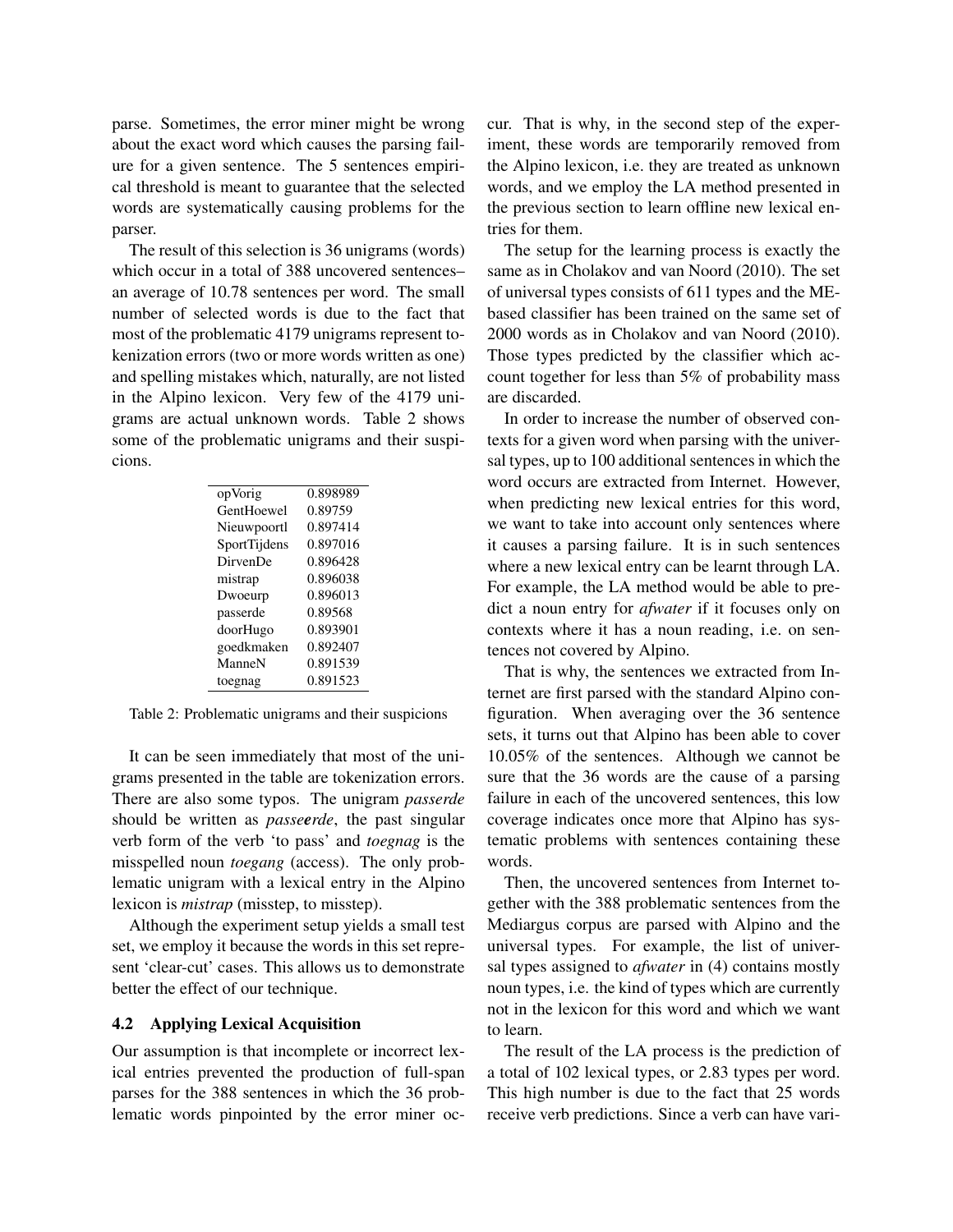parse. Sometimes, the error miner might be wrong about the exact word which causes the parsing failure for a given sentence. The 5 sentences empirical threshold is meant to guarantee that the selected words are systematically causing problems for the parser.

The result of this selection is 36 unigrams (words) which occur in a total of 388 uncovered sentences– an average of 10.78 sentences per word. The small number of selected words is due to the fact that most of the problematic 4179 unigrams represent tokenization errors (two or more words written as one) and spelling mistakes which, naturally, are not listed in the Alpino lexicon. Very few of the 4179 unigrams are actual unknown words. Table 2 shows some of the problematic unigrams and their suspicions.

| | |
|---|---|
| opVorig | 0.898989 |
| GentHoewel | 0.89759 |
| Nieuwpoortl | 0.897414 |
| SportTijdens | 0.897016 |
| DirvenDe | 0.896428 |
| mistrap | 0.896038 |
| Dwoeurp | 0.896013 |
| passerde | 0.89568 |
| doorHugo | 0.893901 |
| goedkmaken | 0.892407 |
| ManneN | 0.891539 |
| toegnag | 0.891523 |

Table 2: Problematic unigrams and their suspicions

It can be seen immediately that most of the unigrams presented in the table are tokenization errors. There are also some typos. The unigram *passerde* should be written as *passe**e**rde*, the past singular verb form of the verb 'to pass' and *toegnag* is the misspelled noun *toegang* (access). The only problematic unigram with a lexical entry in the Alpino lexicon is *mistrap* (misstep, to misstep).

Although the experiment setup yields a small test set, we employ it because the words in this set represent 'clear-cut' cases. This allows us to demonstrate better the effect of our technique.

### 4.2 Applying Lexical Acquisition

Our assumption is that incomplete or incorrect lexical entries prevented the production of full-span parses for the 388 sentences in which the 36 problematic words pinpointed by the error miner occur. That is why, in the second step of the experiment, these words are temporarily removed from the Alpino lexicon, i.e. they are treated as unknown words, and we employ the LA method presented in the previous section to learn offline new lexical entries for them.

The setup for the learning process is exactly the same as in Cholakov and van Noord (2010). The set of universal types consists of 611 types and the ME-based classifier has been trained on the same set of 2000 words as in Cholakov and van Noord (2010). Those types predicted by the classifier which account together for less than 5% of probability mass are discarded.

In order to increase the number of observed contexts for a given word when parsing with the universal types, up to 100 additional sentences in which the word occurs are extracted from Internet. However, when predicting new lexical entries for this word, we want to take into account only sentences where it causes a parsing failure. It is in such sentences where a new lexical entry can be learnt through LA. For example, the LA method would be able to predict a noun entry for *afwater* if it focuses only on contexts where it has a noun reading, i.e. on sentences not covered by Alpino.

That is why, the sentences we extracted from Internet are first parsed with the standard Alpino configuration. When averaging over the 36 sentence sets, it turns out that Alpino has been able to cover 10.05% of the sentences. Although we cannot be sure that the 36 words are the cause of a parsing failure in each of the uncovered sentences, this low coverage indicates once more that Alpino has systematic problems with sentences containing these words.

Then, the uncovered sentences from Internet together with the 388 problematic sentences from the Mediargus corpus are parsed with Alpino and the universal types. For example, the list of universal types assigned to *afwater* in (4) contains mostly noun types, i.e. the kind of types which are currently not in the lexicon for this word and which we want to learn.

The result of the LA process is the prediction of a total of 102 lexical types, or 2.83 types per word. This high number is due to the fact that 25 words receive verb predictions. Since a verb can have vari-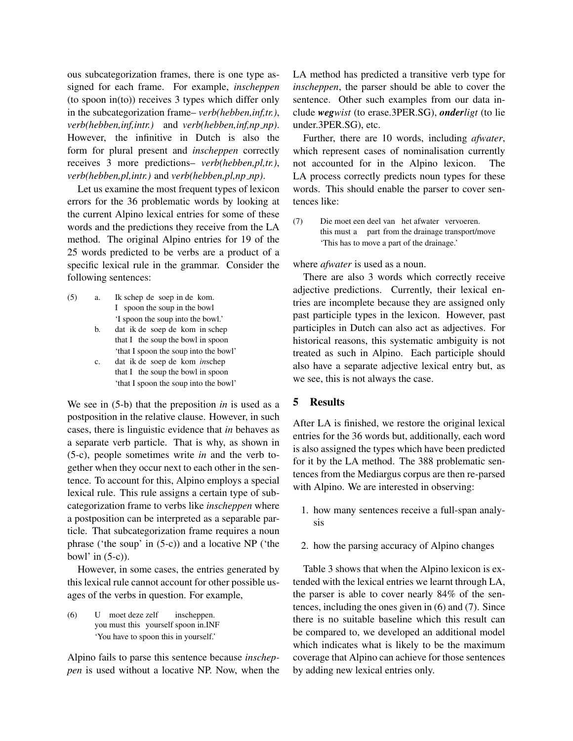ous subcategorization frames, there is one type assigned for each frame. For example, *inscheppen* (to spoon in(to)) receives 3 types which differ only in the subcategorization frame– *verb(hebben,inf,tr.)*, *verb(hebben,inf,intr.)* and *verb(hebben,inf,np_np)*. However, the infinitive in Dutch is also the form for plural present and *inscheppen* correctly receives 3 more predictions– *verb(hebben,pl,tr.)*, *verb(hebben,pl,intr.)* and *verb(hebben,pl,np_np)*.

Let us examine the most frequent types of lexicon errors for the 36 problematic words by looking at the current Alpino lexical entries for some of these words and the predictions they receive from the LA method. The original Alpino entries for 19 of the 25 words predicted to be verbs are a product of a specific lexical rule in the grammar. Consider the following sentences:

(5) a. Ik schep de soep in de kom.
   I spoon the soup in the bowl
   'I spoon the soup into the bowl.'

 b. dat ik de soep de kom in schep
   that I the soup the bowl in spoon
   'that I spoon the soup into the bowl'

 c. dat ik de soep de kom *in*schep
   that I the soup the bowl in spoon
   'that I spoon the soup into the bowl'

We see in (5-b) that the preposition *in* is used as a postposition in the relative clause. However, in such cases, there is linguistic evidence that *in* behaves as a separate verb particle. That is why, as shown in (5-c), people sometimes write *in* and the verb together when they occur next to each other in the sentence. To account for this, Alpino employs a special lexical rule. This rule assigns a certain type of subcategorization frame to verbs like *inscheppen* where a postposition can be interpreted as a separable particle. That subcategorization frame requires a noun phrase ('the soup' in (5-c)) and a locative NP ('the bowl' in (5-c)).

However, in some cases, the entries generated by this lexical rule cannot account for other possible usages of the verbs in question. For example,

(6) U moet deze zelf inscheppen.
  you must this yourself spoon in.INF
  'You have to spoon this in yourself.'

Alpino fails to parse this sentence because *inscheppen* is used without a locative NP. Now, when the LA method has predicted a transitive verb type for *inscheppen*, the parser should be able to cover the sentence. Other such examples from our data include ***weg**wist* (to erase.3PER.SG), ***onder**ligt* (to lie under.3PER.SG), etc.

Further, there are 10 words, including *afwater*, which represent cases of nominalisation currently not accounted for in the Alpino lexicon. The LA process correctly predicts noun types for these words. This should enable the parser to cover sentences like:

(7) Die moet een deel van het afwater vervoeren.
  this must a part from the drainage transport/move
  'This has to move a part of the drainage.'

where *afwater* is used as a noun.

There are also 3 words which correctly receive adjective predictions. Currently, their lexical entries are incomplete because they are assigned only past participle types in the lexicon. However, past participles in Dutch can also act as adjectives. For historical reasons, this systematic ambiguity is not treated as such in Alpino. Each participle should also have a separate adjective lexical entry but, as we see, this is not always the case.

## 5 Results

After LA is finished, we restore the original lexical entries for the 36 words but, additionally, each word is also assigned the types which have been predicted for it by the LA method. The 388 problematic sentences from the Mediargus corpus are then re-parsed with Alpino. We are interested in observing:

1. how many sentences receive a full-span analysis

2. how the parsing accuracy of Alpino changes

Table 3 shows that when the Alpino lexicon is extended with the lexical entries we learnt through LA, the parser is able to cover nearly 84% of the sentences, including the ones given in (6) and (7). Since there is no suitable baseline which this result can be compared to, we developed an additional model which indicates what is likely to be the maximum coverage that Alpino can achieve for those sentences by adding new lexical entries only.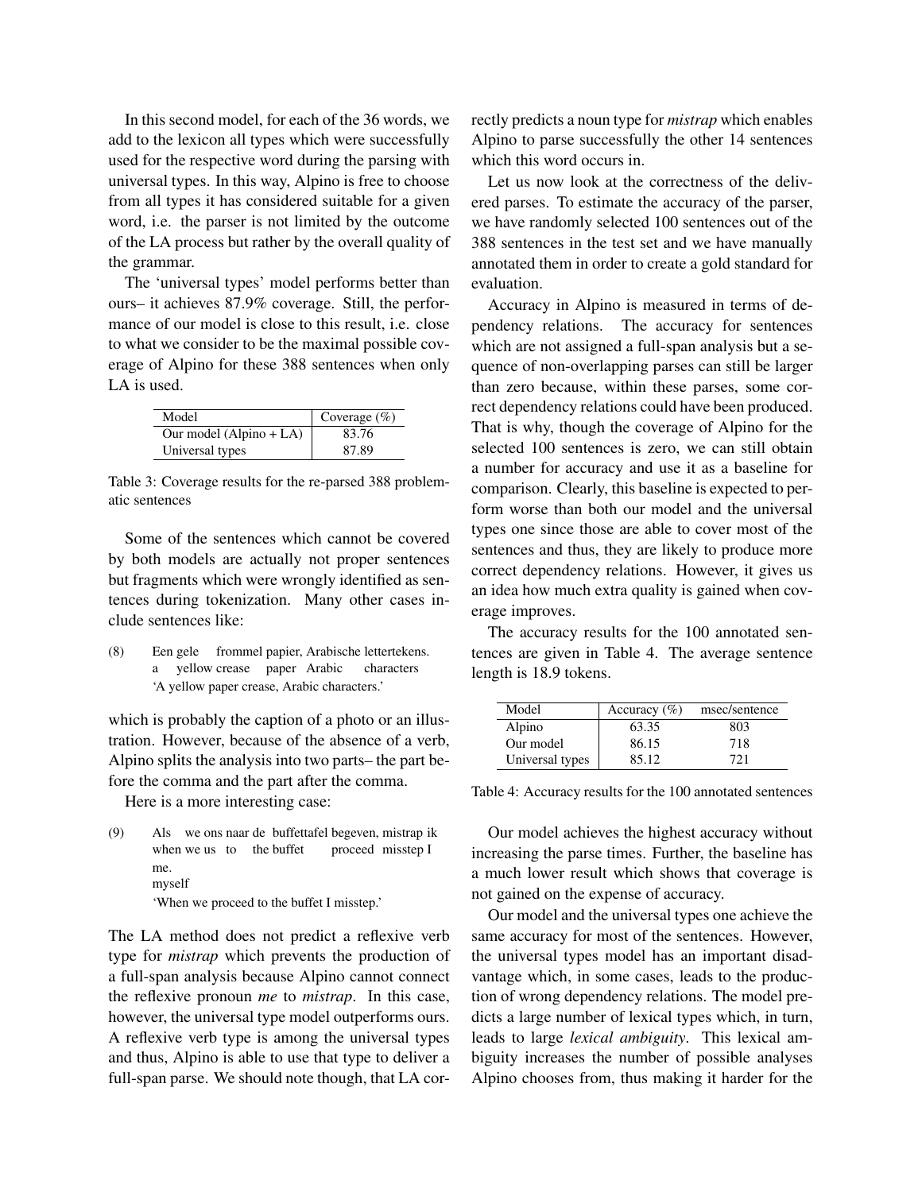In this second model, for each of the 36 words, we add to the lexicon all types which were successfully used for the respective word during the parsing with universal types. In this way, Alpino is free to choose from all types it has considered suitable for a given word, i.e. the parser is not limited by the outcome of the LA process but rather by the overall quality of the grammar.

The 'universal types' model performs better than ours– it achieves 87.9% coverage. Still, the performance of our model is close to this result, i.e. close to what we consider to be the maximal possible coverage of Alpino for these 388 sentences when only LA is used.

| Model | Coverage (%) |
|---|---|
| Our model (Alpino + LA) | 83.76 |
| Universal types | 87.89 |

Table 3: Coverage results for the re-parsed 388 problematic sentences

Some of the sentences which cannot be covered by both models are actually not proper sentences but fragments which were wrongly identified as sentences during tokenization. Many other cases include sentences like:

(8) Een gele frommel papier, Arabische lettertekens.
a yellow crease paper Arabic characters
'A yellow paper crease, Arabic characters.'

which is probably the caption of a photo or an illustration. However, because of the absence of a verb, Alpino splits the analysis into two parts– the part before the comma and the part after the comma.

Here is a more interesting case:

(9) Als we ons naar de buffettafel begeven, mistrap ik me.
when we us to the buffet proceed misstep I myself
'When we proceed to the buffet I misstep.'

The LA method does not predict a reflexive verb type for *mistrap* which prevents the production of a full-span analysis because Alpino cannot connect the reflexive pronoun *me* to *mistrap*. In this case, however, the universal type model outperforms ours. A reflexive verb type is among the universal types and thus, Alpino is able to use that type to deliver a full-span parse. We should note though, that LA correctly predicts a noun type for *mistrap* which enables Alpino to parse successfully the other 14 sentences which this word occurs in.

Let us now look at the correctness of the delivered parses. To estimate the accuracy of the parser, we have randomly selected 100 sentences out of the 388 sentences in the test set and we have manually annotated them in order to create a gold standard for evaluation.

Accuracy in Alpino is measured in terms of dependency relations. The accuracy for sentences which are not assigned a full-span analysis but a sequence of non-overlapping parses can still be larger than zero because, within these parses, some correct dependency relations could have been produced. That is why, though the coverage of Alpino for the selected 100 sentences is zero, we can still obtain a number for accuracy and use it as a baseline for comparison. Clearly, this baseline is expected to perform worse than both our model and the universal types one since those are able to cover most of the sentences and thus, they are likely to produce more correct dependency relations. However, it gives us an idea how much extra quality is gained when coverage improves.

The accuracy results for the 100 annotated sentences are given in Table 4. The average sentence length is 18.9 tokens.

| Model | Accuracy (%) | msec/sentence |
|---|---|---|
| Alpino | 63.35 | 803 |
| Our model | 86.15 | 718 |
| Universal types | 85.12 | 721 |

Table 4: Accuracy results for the 100 annotated sentences

Our model achieves the highest accuracy without increasing the parse times. Further, the baseline has a much lower result which shows that coverage is not gained on the expense of accuracy.

Our model and the universal types one achieve the same accuracy for most of the sentences. However, the universal types model has an important disadvantage which, in some cases, leads to the production of wrong dependency relations. The model predicts a large number of lexical types which, in turn, leads to large *lexical ambiguity*. This lexical ambiguity increases the number of possible analyses Alpino chooses from, thus making it harder for the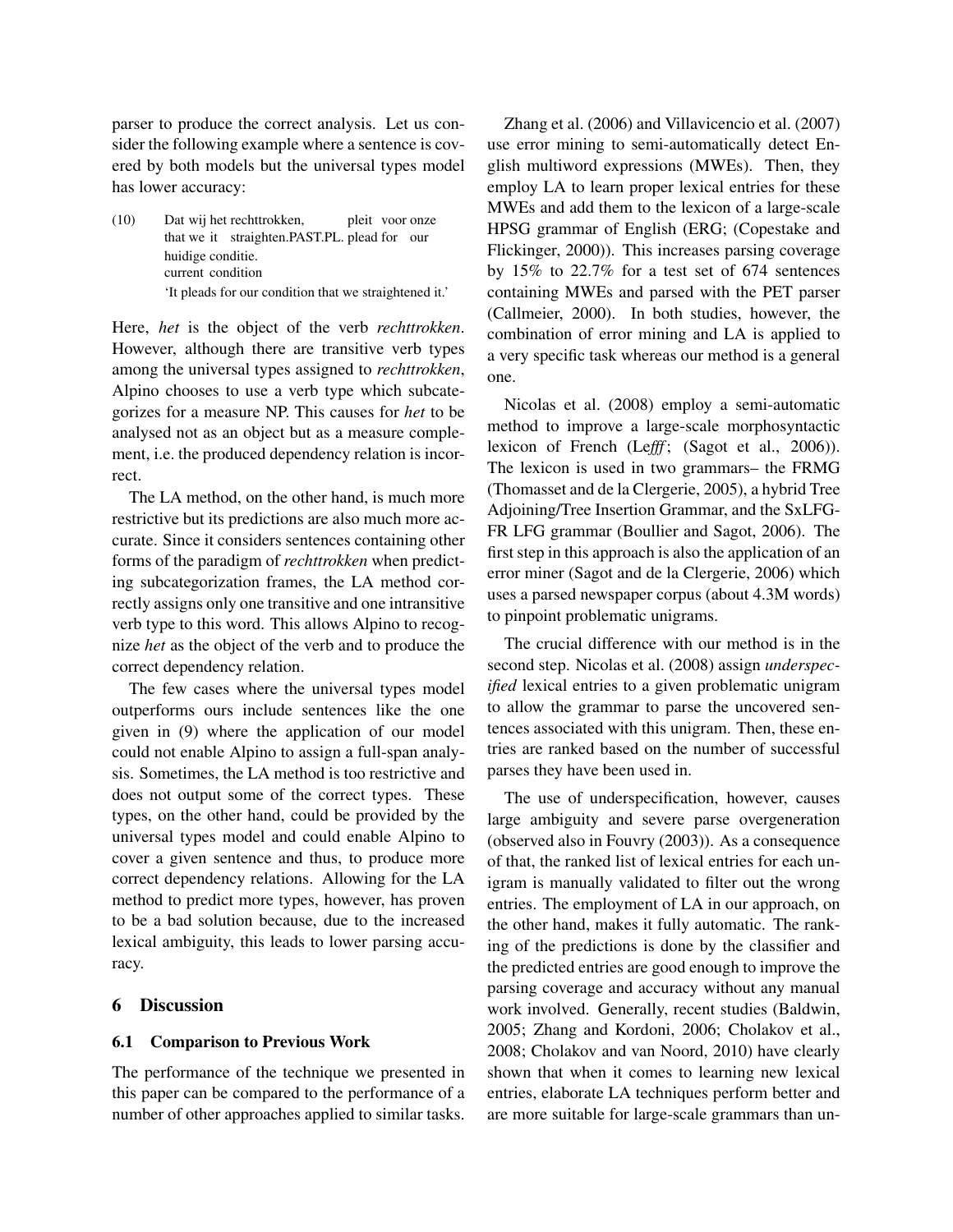parser to produce the correct analysis. Let us consider the following example where a sentence is covered by both models but the universal types model has lower accuracy:

(10) Dat wij het rechttrokken, pleit voor onze huidige conditie.
that we it straighten.PAST.PL. plead for our current condition
'It pleads for our condition that we straightened it.'

Here, *het* is the object of the verb *rechttrokken*. However, although there are transitive verb types among the universal types assigned to *rechttrokken*, Alpino chooses to use a verb type which subcategorizes for a measure NP. This causes for *het* to be analysed not as an object but as a measure complement, i.e. the produced dependency relation is incorrect.

The LA method, on the other hand, is much more restrictive but its predictions are also much more accurate. Since it considers sentences containing other forms of the paradigm of *rechttrokken* when predicting subcategorization frames, the LA method correctly assigns only one transitive and one intransitive verb type to this word. This allows Alpino to recognize *het* as the object of the verb and to produce the correct dependency relation.

The few cases where the universal types model outperforms ours include sentences like the one given in (9) where the application of our model could not enable Alpino to assign a full-span analysis. Sometimes, the LA method is too restrictive and does not output some of the correct types. These types, on the other hand, could be provided by the universal types model and could enable Alpino to cover a given sentence and thus, to produce more correct dependency relations. Allowing for the LA method to predict more types, however, has proven to be a bad solution because, due to the increased lexical ambiguity, this leads to lower parsing accuracy.

## 6 Discussion

### 6.1 Comparison to Previous Work

The performance of the technique we presented in this paper can be compared to the performance of a number of other approaches applied to similar tasks.

Zhang et al. (2006) and Villavicencio et al. (2007) use error mining to semi-automatically detect English multiword expressions (MWEs). Then, they employ LA to learn proper lexical entries for these MWEs and add them to the lexicon of a large-scale HPSG grammar of English (ERG; (Copestake and Flickinger, 2000)). This increases parsing coverage by 15% to 22.7% for a test set of 674 sentences containing MWEs and parsed with the PET parser (Callmeier, 2000). In both studies, however, the combination of error mining and LA is applied to a very specific task whereas our method is a general one.

Nicolas et al. (2008) employ a semi-automatic method to improve a large-scale morphosyntactic lexicon of French (Le*fff*; (Sagot et al., 2006)). The lexicon is used in two grammars– the FRMG (Thomasset and de la Clergerie, 2005), a hybrid Tree Adjoining/Tree Insertion Grammar, and the SxLFG-FR LFG grammar (Boullier and Sagot, 2006). The first step in this approach is also the application of an error miner (Sagot and de la Clergerie, 2006) which uses a parsed newspaper corpus (about 4.3M words) to pinpoint problematic unigrams.

The crucial difference with our method is in the second step. Nicolas et al. (2008) assign *underspecified* lexical entries to a given problematic unigram to allow the grammar to parse the uncovered sentences associated with this unigram. Then, these entries are ranked based on the number of successful parses they have been used in.

The use of underspecification, however, causes large ambiguity and severe parse overgeneration (observed also in Fouvry (2003)). As a consequence of that, the ranked list of lexical entries for each unigram is manually validated to filter out the wrong entries. The employment of LA in our approach, on the other hand, makes it fully automatic. The ranking of the predictions is done by the classifier and the predicted entries are good enough to improve the parsing coverage and accuracy without any manual work involved. Generally, recent studies (Baldwin, 2005; Zhang and Kordoni, 2006; Cholakov et al., 2008; Cholakov and van Noord, 2010) have clearly shown that when it comes to learning new lexical entries, elaborate LA techniques perform better and are more suitable for large-scale grammars than un-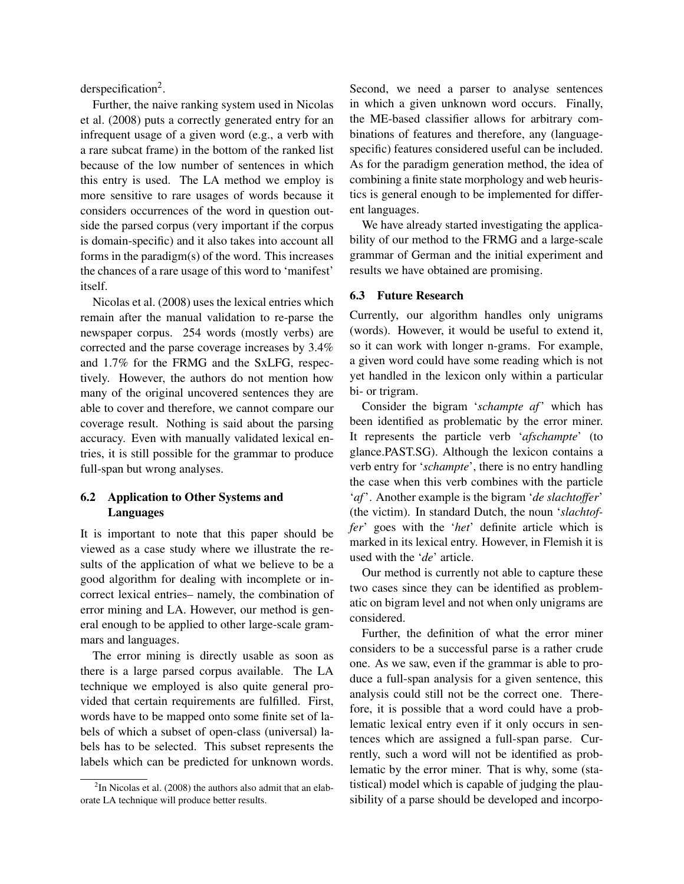derspecification[2].

Further, the naive ranking system used in Nicolas et al. (2008) puts a correctly generated entry for an infrequent usage of a given word (e.g., a verb with a rare subcat frame) in the bottom of the ranked list because of the low number of sentences in which this entry is used. The LA method we employ is more sensitive to rare usages of words because it considers occurrences of the word in question outside the parsed corpus (very important if the corpus is domain-specific) and it also takes into account all forms in the paradigm(s) of the word. This increases the chances of a rare usage of this word to 'manifest' itself.

Nicolas et al. (2008) uses the lexical entries which remain after the manual validation to re-parse the newspaper corpus. 254 words (mostly verbs) are corrected and the parse coverage increases by 3.4% and 1.7% for the FRMG and the SxLFG, respectively. However, the authors do not mention how many of the original uncovered sentences they are able to cover and therefore, we cannot compare our coverage result. Nothing is said about the parsing accuracy. Even with manually validated lexical entries, it is still possible for the grammar to produce full-span but wrong analyses.

### 6.2 Application to Other Systems and Languages

It is important to note that this paper should be viewed as a case study where we illustrate the results of the application of what we believe to be a good algorithm for dealing with incomplete or incorrect lexical entries– namely, the combination of error mining and LA. However, our method is general enough to be applied to other large-scale grammars and languages.

The error mining is directly usable as soon as there is a large parsed corpus available. The LA technique we employed is also quite general provided that certain requirements are fulfilled. First, words have to be mapped onto some finite set of labels of which a subset of open-class (universal) labels has to be selected. This subset represents the labels which can be predicted for unknown words. Second, we need a parser to analyse sentences in which a given unknown word occurs. Finally, the ME-based classifier allows for arbitrary combinations of features and therefore, any (language-specific) features considered useful can be included. As for the paradigm generation method, the idea of combining a finite state morphology and web heuristics is general enough to be implemented for different languages.

We have already started investigating the applicability of our method to the FRMG and a large-scale grammar of German and the initial experiment and results we have obtained are promising.

### 6.3 Future Research

Currently, our algorithm handles only unigrams (words). However, it would be useful to extend it, so it can work with longer n-grams. For example, a given word could have some reading which is not yet handled in the lexicon only within a particular bi- or trigram.

Consider the bigram '*schampte af*' which has been identified as problematic by the error miner. It represents the particle verb '*afschampte*' (to glance.PAST.SG). Although the lexicon contains a verb entry for '*schampte*', there is no entry handling the case when this verb combines with the particle '*af*'. Another example is the bigram '*de slachtoffer*' (the victim). In standard Dutch, the noun '*slachtoffer*' goes with the '*het*' definite article which is marked in its lexical entry. However, in Flemish it is used with the '*de*' article.

Our method is currently not able to capture these two cases since they can be identified as problematic on bigram level and not when only unigrams are considered.

Further, the definition of what the error miner considers to be a successful parse is a rather crude one. As we saw, even if the grammar is able to produce a full-span analysis for a given sentence, this analysis could still not be the correct one. Therefore, it is possible that a word could have a problematic lexical entry even if it only occurs in sentences which are assigned a full-span parse. Currently, such a word will not be identified as problematic by the error miner. That is why, some (statistical) model which is capable of judging the plausibility of a parse should be developed and incorpo-

[2] In Nicolas et al. (2008) the authors also admit that an elaborate LA technique will produce better results.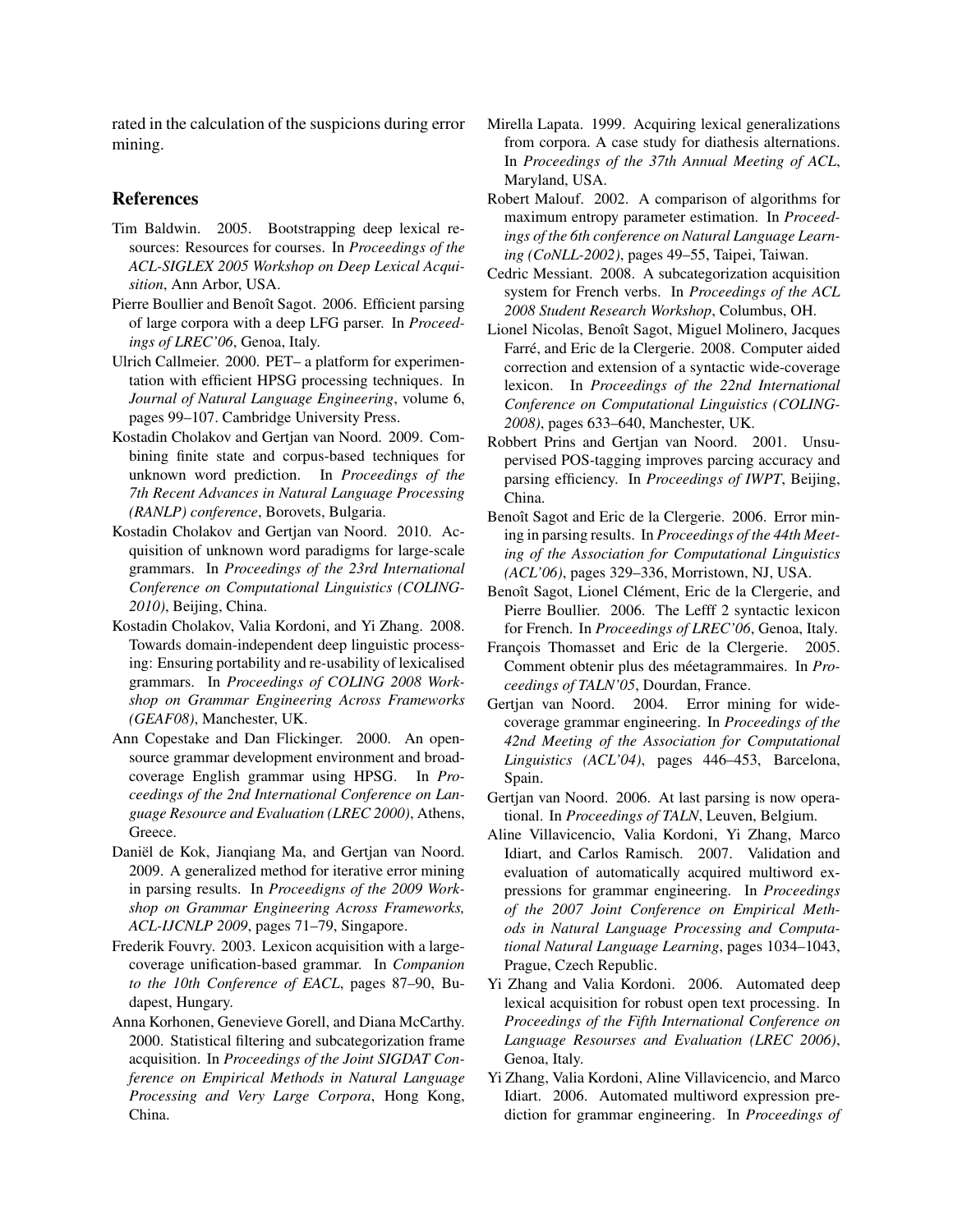rated in the calculation of the suspicions during error mining.

## References

Tim Baldwin. 2005. Bootstrapping deep lexical resources: Resources for courses. In *Proceedings of the ACL-SIGLEX 2005 Workshop on Deep Lexical Acquisition*, Ann Arbor, USA.

Pierre Boullier and Benoît Sagot. 2006. Efficient parsing of large corpora with a deep LFG parser. In *Proceedings of LREC'06*, Genoa, Italy.

Ulrich Callmeier. 2000. PET– a platform for experimentation with efficient HPSG processing techniques. In *Journal of Natural Language Engineering*, volume 6, pages 99–107. Cambridge University Press.

Kostadin Cholakov and Gertjan van Noord. 2009. Combining finite state and corpus-based techniques for unknown word prediction. In *Proceedings of the 7th Recent Advances in Natural Language Processing (RANLP) conference*, Borovets, Bulgaria.

Kostadin Cholakov and Gertjan van Noord. 2010. Acquisition of unknown word paradigms for large-scale grammars. In *Proceedings of the 23rd International Conference on Computational Linguistics (COLING-2010)*, Beijing, China.

Kostadin Cholakov, Valia Kordoni, and Yi Zhang. 2008. Towards domain-independent deep linguistic processing: Ensuring portability and re-usability of lexicalised grammars. In *Proceedings of COLING 2008 Workshop on Grammar Engineering Across Frameworks (GEAF08)*, Manchester, UK.

Ann Copestake and Dan Flickinger. 2000. An open-source grammar development environment and broad-coverage English grammar using HPSG. In *Proceedings of the 2nd International Conference on Language Resource and Evaluation (LREC 2000)*, Athens, Greece.

Daniël de Kok, Jianqiang Ma, and Gertjan van Noord. 2009. A generalized method for iterative error mining in parsing results. In *Proceedigns of the 2009 Workshop on Grammar Engineering Across Frameworks, ACL-IJCNLP 2009*, pages 71–79, Singapore.

Frederik Fouvry. 2003. Lexicon acquisition with a large-coverage unification-based grammar. In *Companion to the 10th Conference of EACL*, pages 87–90, Budapest, Hungary.

Anna Korhonen, Genevieve Gorell, and Diana McCarthy. 2000. Statistical filtering and subcategorization frame acquisition. In *Proceedings of the Joint SIGDAT Conference on Empirical Methods in Natural Language Processing and Very Large Corpora*, Hong Kong, China.

Mirella Lapata. 1999. Acquiring lexical generalizations from corpora. A case study for diathesis alternations. In *Proceedings of the 37th Annual Meeting of ACL*, Maryland, USA.

Robert Malouf. 2002. A comparison of algorithms for maximum entropy parameter estimation. In *Proceedings of the 6th conference on Natural Language Learning (CoNLL-2002)*, pages 49–55, Taipei, Taiwan.

Cedric Messiant. 2008. A subcategorization acquisition system for French verbs. In *Proceedings of the ACL 2008 Student Research Workshop*, Columbus, OH.

Lionel Nicolas, Benoît Sagot, Miguel Molinero, Jacques Farré, and Eric de la Clergerie. 2008. Computer aided correction and extension of a syntactic wide-coverage lexicon. In *Proceedings of the 22nd International Conference on Computational Linguistics (COLING-2008)*, pages 633–640, Manchester, UK.

Robbert Prins and Gertjan van Noord. 2001. Unsupervised POS-tagging improves parcing accuracy and parsing efficiency. In *Proceedings of IWPT*, Beijing, China.

Benoît Sagot and Eric de la Clergerie. 2006. Error mining in parsing results. In *Proceedings of the 44th Meeting of the Association for Computational Linguistics (ACL'06)*, pages 329–336, Morristown, NJ, USA.

Benoît Sagot, Lionel Clément, Eric de la Clergerie, and Pierre Boullier. 2006. The Lefff 2 syntactic lexicon for French. In *Proceedings of LREC'06*, Genoa, Italy.

François Thomasset and Eric de la Clergerie. 2005. Comment obtenir plus des méetagrammaires. In *Proceedings of TALN'05*, Dourdan, France.

Gertjan van Noord. 2004. Error mining for wide-coverage grammar engineering. In *Proceedings of the 42nd Meeting of the Association for Computational Linguistics (ACL'04)*, pages 446–453, Barcelona, Spain.

Gertjan van Noord. 2006. At last parsing is now operational. In *Proceedings of TALN*, Leuven, Belgium.

Aline Villavicencio, Valia Kordoni, Yi Zhang, Marco Idiart, and Carlos Ramisch. 2007. Validation and evaluation of automatically acquired multiword expressions for grammar engineering. In *Proceedings of the 2007 Joint Conference on Empirical Methods in Natural Language Processing and Computational Natural Language Learning*, pages 1034–1043, Prague, Czech Republic.

Yi Zhang and Valia Kordoni. 2006. Automated deep lexical acquisition for robust open text processing. In *Proceedings of the Fifth International Conference on Language Resourses and Evaluation (LREC 2006)*, Genoa, Italy.

Yi Zhang, Valia Kordoni, Aline Villavicencio, and Marco Idiart. 2006. Automated multiword expression prediction for grammar engineering. In *Proceedings of*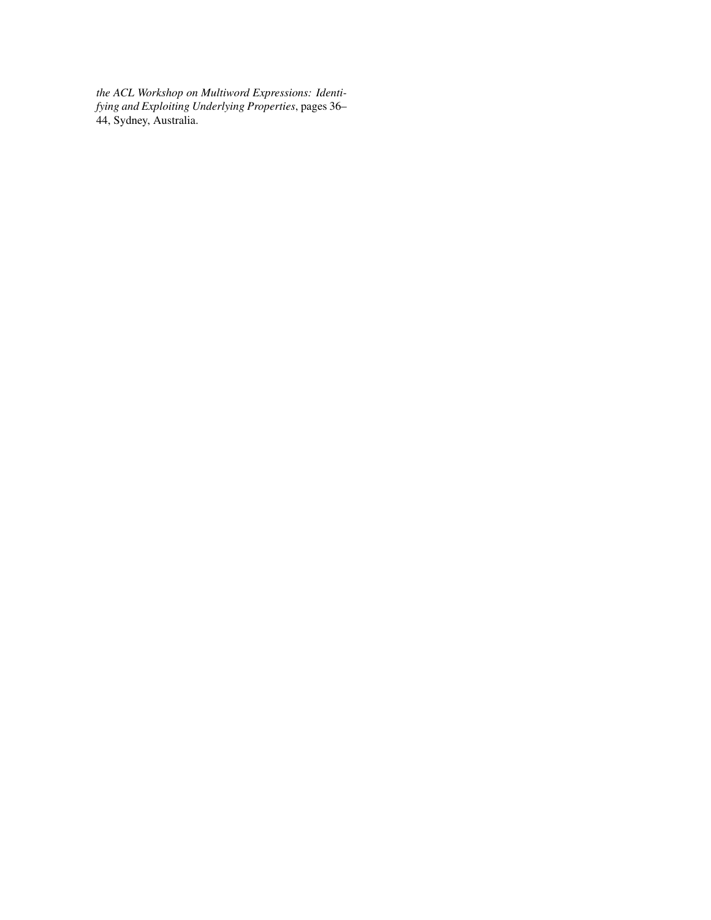*the ACL Workshop on Multiword Expressions: Identifying and Exploiting Underlying Properties*, pages 36–44, Sydney, Australia.